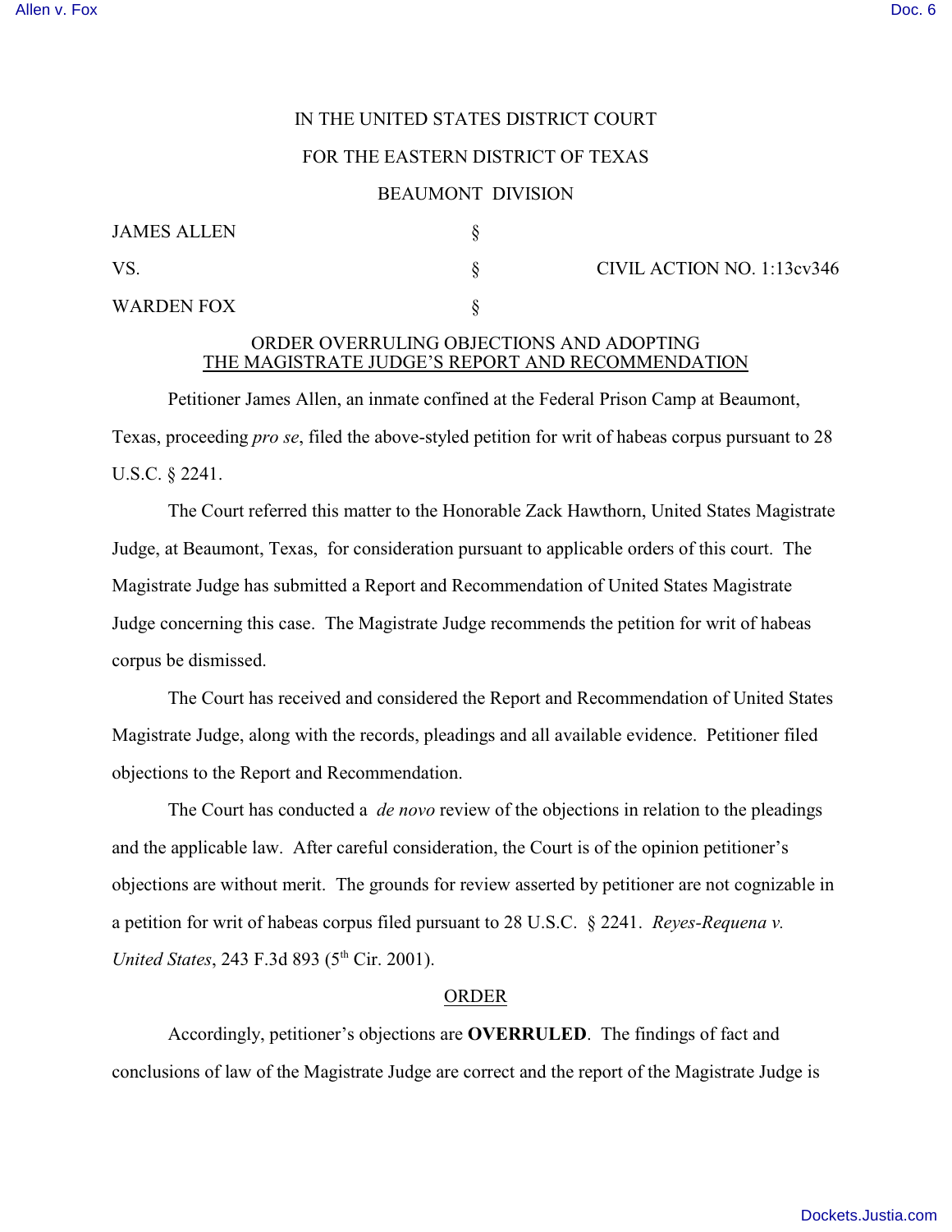IN THE UNITED STATES DISTRICT COURT

FOR THE EASTERN DISTRICT OF TEXAS

BEAUMONT DIVISION

| | | |
|---|---|---|
| JAMES ALLEN | § | |
| VS. | § | CIVIL ACTION NO. 1:13cv346 |
| WARDEN FOX | § | |

ORDER OVERRULING OBJECTIONS AND ADOPTING
THE MAGISTRATE JUDGE'S REPORT AND RECOMMENDATION

Petitioner James Allen, an inmate confined at the Federal Prison Camp at Beaumont, Texas, proceeding *pro se*, filed the above-styled petition for writ of habeas corpus pursuant to 28 U.S.C. § 2241.

The Court referred this matter to the Honorable Zack Hawthorn, United States Magistrate Judge, at Beaumont, Texas, for consideration pursuant to applicable orders of this court. The Magistrate Judge has submitted a Report and Recommendation of United States Magistrate Judge concerning this case. The Magistrate Judge recommends the petition for writ of habeas corpus be dismissed.

The Court has received and considered the Report and Recommendation of United States Magistrate Judge, along with the records, pleadings and all available evidence. Petitioner filed objections to the Report and Recommendation.

The Court has conducted a *de novo* review of the objections in relation to the pleadings and the applicable law. After careful consideration, the Court is of the opinion petitioner's objections are without merit. The grounds for review asserted by petitioner are not cognizable in a petition for writ of habeas corpus filed pursuant to 28 U.S.C. § 2241. *Reyes-Requena v. United States*, 243 F.3d 893 (5th Cir. 2001).

ORDER

Accordingly, petitioner's objections are **OVERRULED**. The findings of fact and conclusions of law of the Magistrate Judge are correct and the report of the Magistrate Judge is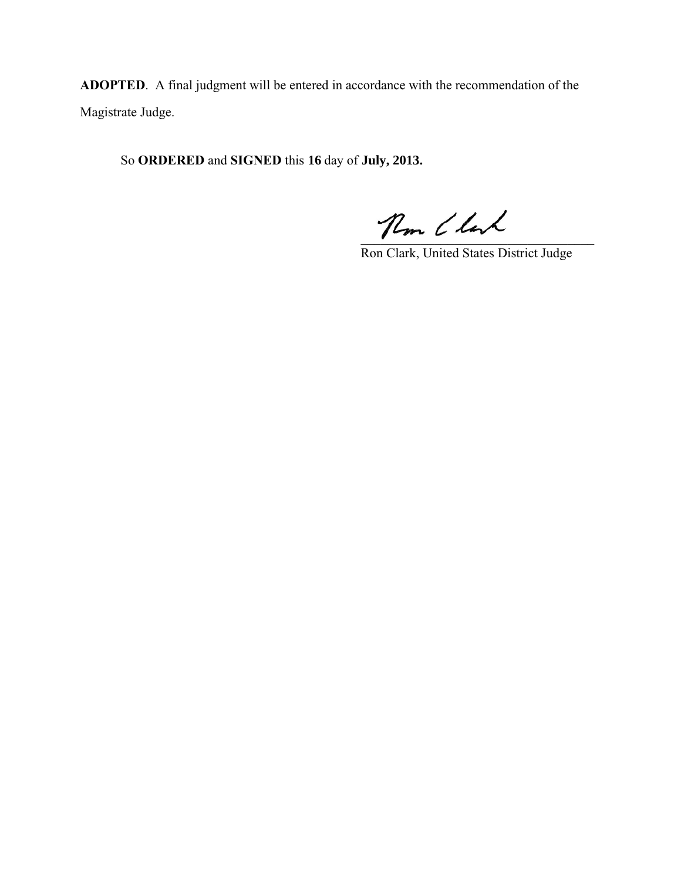**ADOPTED**. A final judgment will be entered in accordance with the recommendation of the Magistrate Judge.

So **ORDERED** and **SIGNED** this **16** day of **July, 2013.**

Ron Clark, United States District Judge